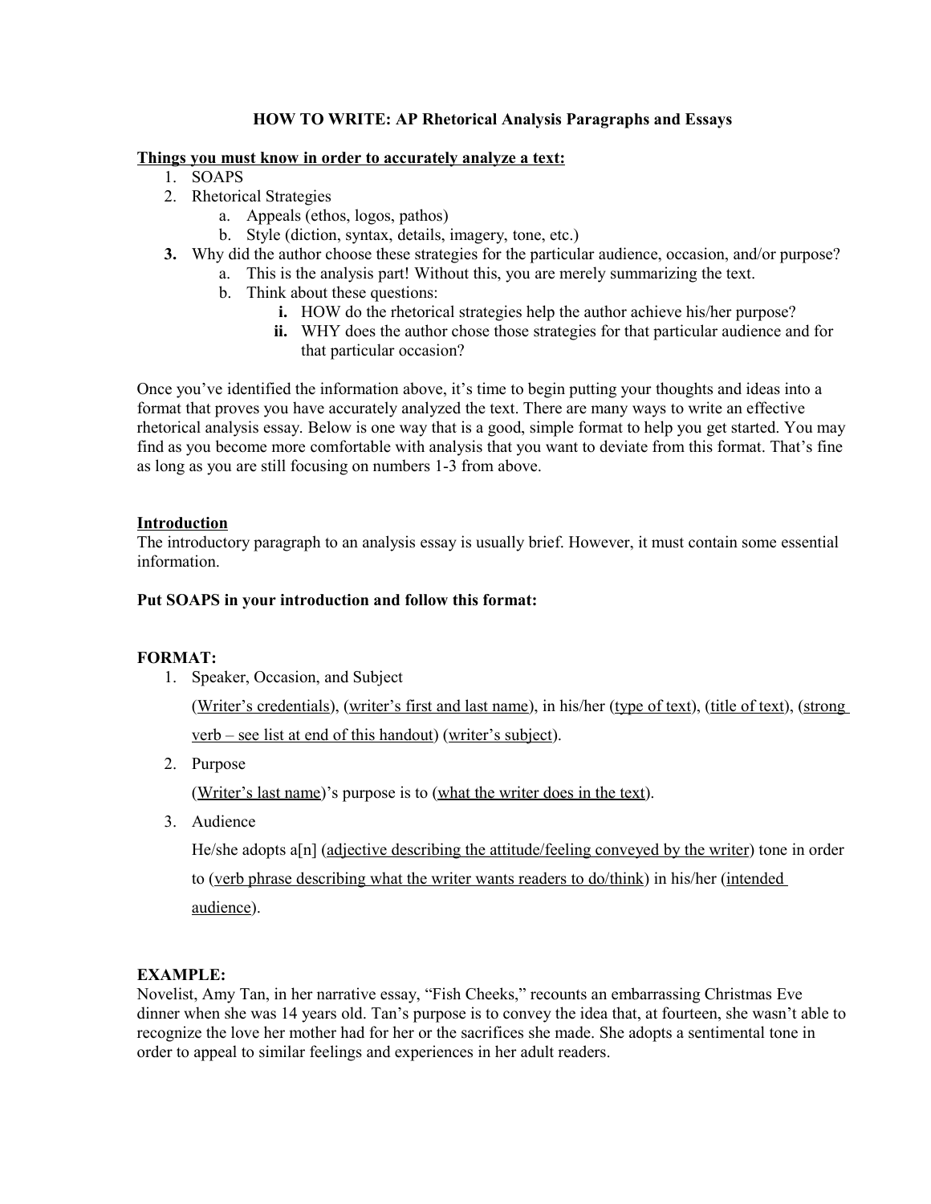# HOW TO WRITE: AP Rhetorical Analysis Paragraphs and Essays

**Things you must know in order to accurately analyze a text:**

1. SOAPS
2. Rhetorical Strategies
   a. Appeals (ethos, logos, pathos)
   b. Style (diction, syntax, details, imagery, tone, etc.)
3. Why did the author choose these strategies for the particular audience, occasion, and/or purpose?
   a. This is the analysis part! Without this, you are merely summarizing the text.
   b. Think about these questions:
      i. HOW do the rhetorical strategies help the author achieve his/her purpose?
      ii. WHY does the author chose those strategies for that particular audience and for that particular occasion?

Once you've identified the information above, it's time to begin putting your thoughts and ideas into a format that proves you have accurately analyzed the text. There are many ways to write an effective rhetorical analysis essay. Below is one way that is a good, simple format to help you get started. You may find as you become more comfortable with analysis that you want to deviate from this format. That's fine as long as you are still focusing on numbers 1-3 from above.

## Introduction

The introductory paragraph to an analysis essay is usually brief. However, it must contain some essential information.

**Put SOAPS in your introduction and follow this format:**

**FORMAT:**

1. Speaker, Occasion, and Subject

   (Writer's credentials), (writer's first and last name), in his/her (type of text), (title of text), (strong verb – see list at end of this handout) (writer's subject).

2. Purpose

   (Writer's last name)'s purpose is to (what the writer does in the text).

3. Audience

   He/she adopts a[n] (adjective describing the attitude/feeling conveyed by the writer) tone in order to (verb phrase describing what the writer wants readers to do/think) in his/her (intended audience).

**EXAMPLE:**

Novelist, Amy Tan, in her narrative essay, "Fish Cheeks," recounts an embarrassing Christmas Eve dinner when she was 14 years old. Tan's purpose is to convey the idea that, at fourteen, she wasn't able to recognize the love her mother had for her or the sacrifices she made. She adopts a sentimental tone in order to appeal to similar feelings and experiences in her adult readers.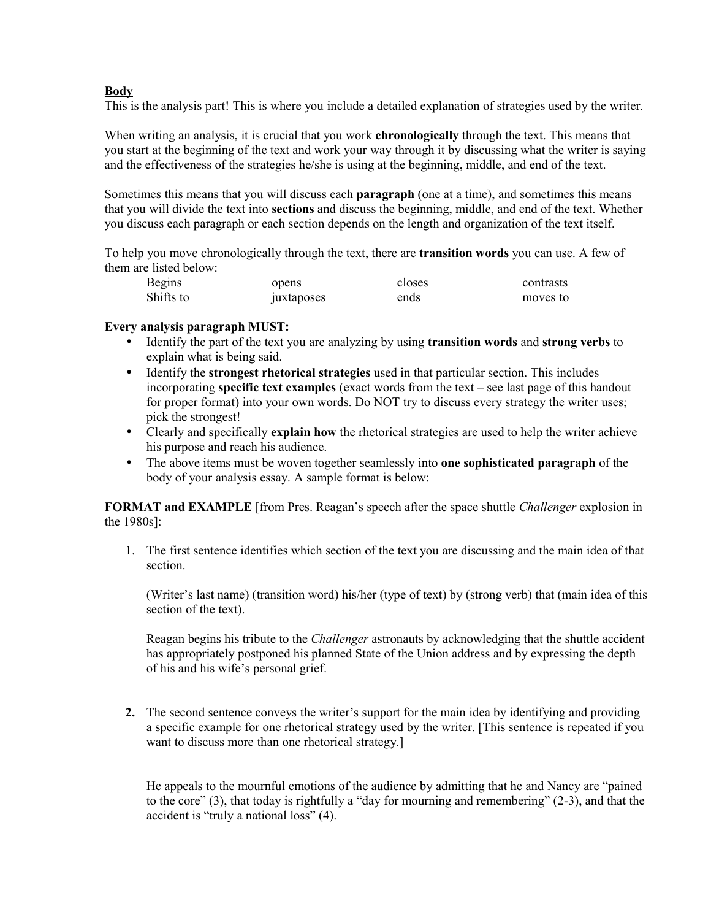**Body**

This is the analysis part! This is where you include a detailed explanation of strategies used by the writer.

When writing an analysis, it is crucial that you work **chronologically** through the text. This means that you start at the beginning of the text and work your way through it by discussing what the writer is saying and the effectiveness of the strategies he/she is using at the beginning, middle, and end of the text.

Sometimes this means that you will discuss each **paragraph** (one at a time), and sometimes this means that you will divide the text into **sections** and discuss the beginning, middle, and end of the text. Whether you discuss each paragraph or each section depends on the length and organization of the text itself.

To help you move chronologically through the text, there are **transition words** you can use. A few of them are listed below:

| | | | |
|---|---|---|---|
| Begins | opens | closes | contrasts |
| Shifts to | juxtaposes | ends | moves to |

**Every analysis paragraph MUST:**

- Identify the part of the text you are analyzing by using **transition words** and **strong verbs** to explain what is being said.
- Identify the **strongest rhetorical strategies** used in that particular section. This includes incorporating **specific text examples** (exact words from the text – see last page of this handout for proper format) into your own words. Do NOT try to discuss every strategy the writer uses; pick the strongest!
- Clearly and specifically **explain how** the rhetorical strategies are used to help the writer achieve his purpose and reach his audience.
- The above items must be woven together seamlessly into **one sophisticated paragraph** of the body of your analysis essay. A sample format is below:

**FORMAT and EXAMPLE** [from Pres. Reagan's speech after the space shuttle *Challenger* explosion in the 1980s]:

1. The first sentence identifies which section of the text you are discussing and the main idea of that section.

   (<u>Writer's last name</u>) (<u>transition word</u>) his/her (<u>type of text</u>) by (<u>strong verb</u>) that (<u>main idea of this section of the text</u>).

   Reagan begins his tribute to the *Challenger* astronauts by acknowledging that the shuttle accident has appropriately postponed his planned State of the Union address and by expressing the depth of his and his wife's personal grief.

2. The second sentence conveys the writer's support for the main idea by identifying and providing a specific example for one rhetorical strategy used by the writer. [This sentence is repeated if you want to discuss more than one rhetorical strategy.]

   He appeals to the mournful emotions of the audience by admitting that he and Nancy are "pained to the core" (3), that today is rightfully a "day for mourning and remembering" (2-3), and that the accident is "truly a national loss" (4).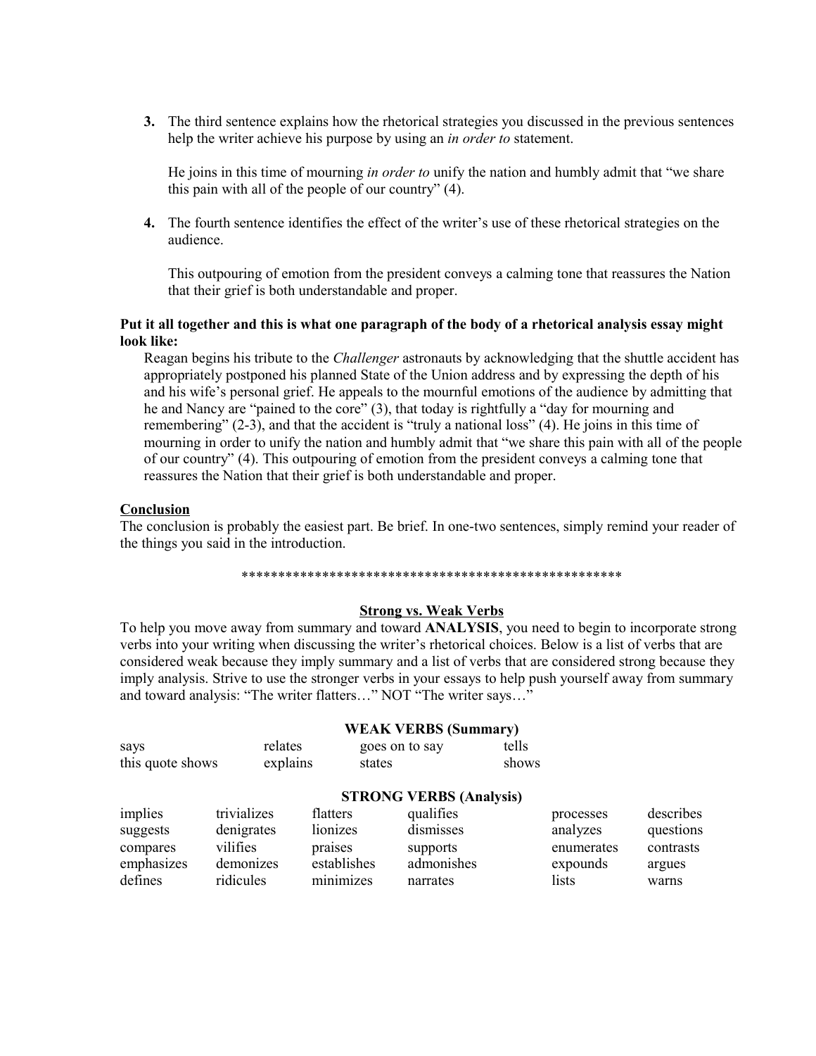3. The third sentence explains how the rhetorical strategies you discussed in the previous sentences help the writer achieve his purpose by using an *in order to* statement.

   He joins in this time of mourning *in order to* unify the nation and humbly admit that "we share this pain with all of the people of our country" (4).

4. The fourth sentence identifies the effect of the writer's use of these rhetorical strategies on the audience.

   This outpouring of emotion from the president conveys a calming tone that reassures the Nation that their grief is both understandable and proper.

**Put it all together and this is what one paragraph of the body of a rhetorical analysis essay might look like:**

Reagan begins his tribute to the *Challenger* astronauts by acknowledging that the shuttle accident has appropriately postponed his planned State of the Union address and by expressing the depth of his and his wife's personal grief. He appeals to the mournful emotions of the audience by admitting that he and Nancy are "pained to the core" (3), that today is rightfully a "day for mourning and remembering" (2-3), and that the accident is "truly a national loss" (4). He joins in this time of mourning in order to unify the nation and humbly admit that "we share this pain with all of the people of our country" (4). This outpouring of emotion from the president conveys a calming tone that reassures the Nation that their grief is both understandable and proper.

**<u>Conclusion</u>**

The conclusion is probably the easiest part. Be brief. In one-two sentences, simply remind your reader of the things you said in the introduction.

*****************************************************

## <u>Strong vs. Weak Verbs</u>

To help you move away from summary and toward **ANALYSIS**, you need to begin to incorporate strong verbs into your writing when discussing the writer's rhetorical choices. Below is a list of verbs that are considered weak because they imply summary and a list of verbs that are considered strong because they imply analysis. Strive to use the stronger verbs in your essays to help push yourself away from summary and toward analysis: "The writer flatters…" NOT "The writer says…"

**WEAK VERBS (Summary)**

| | | | |
|---|---|---|---|
| says | relates | goes on to say | tells |
| this quote shows | explains | states | shows |

**STRONG VERBS (Analysis)**

| | | | | | |
|---|---|---|---|---|---|
| implies | trivializes | flatters | qualifies | processes | describes |
| suggests | denigrates | lionizes | dismisses | analyzes | questions |
| compares | vilifies | praises | supports | enumerates | contrasts |
| emphasizes | demonizes | establishes | admonishes | expounds | argues |
| defines | ridicules | minimizes | narrates | lists | warns |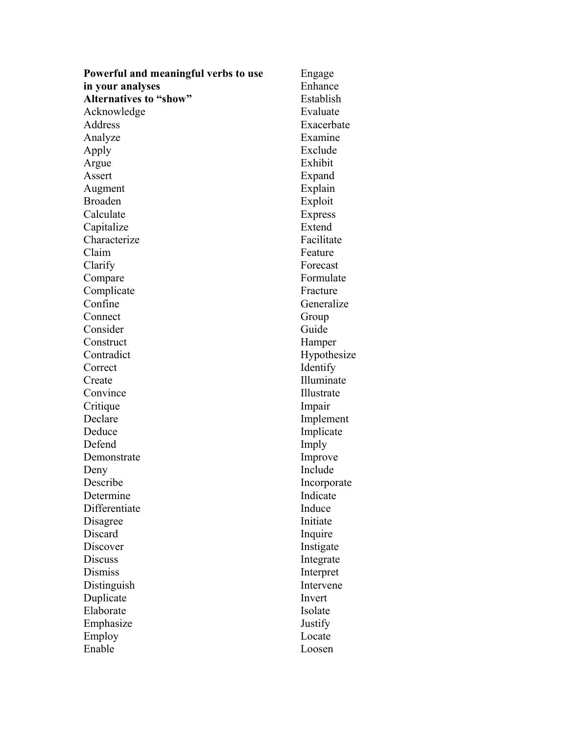**Powerful and meaningful verbs to use in your analyses**

**Alternatives to "show"**

Acknowledge
Address
Analyze
Apply
Argue
Assert
Augment
Broaden
Calculate
Capitalize
Characterize
Claim
Clarify
Compare
Complicate
Confine
Connect
Consider
Construct
Contradict
Correct
Create
Convince
Critique
Declare
Deduce
Defend
Demonstrate
Deny
Describe
Determine
Differentiate
Disagree
Discard
Discover
Discuss
Dismiss
Distinguish
Duplicate
Elaborate
Emphasize
Employ
Enable
Engage
Enhance
Establish
Evaluate
Exacerbate
Examine
Exclude
Exhibit
Expand
Explain
Exploit
Express
Extend
Facilitate
Feature
Forecast
Formulate
Fracture
Generalize
Group
Guide
Hamper
Hypothesize
Identify
Illuminate
Illustrate
Impair
Implement
Implicate
Imply
Improve
Include
Incorporate
Indicate
Induce
Initiate
Inquire
Instigate
Integrate
Interpret
Intervene
Invert
Isolate
Justify
Locate
Loosen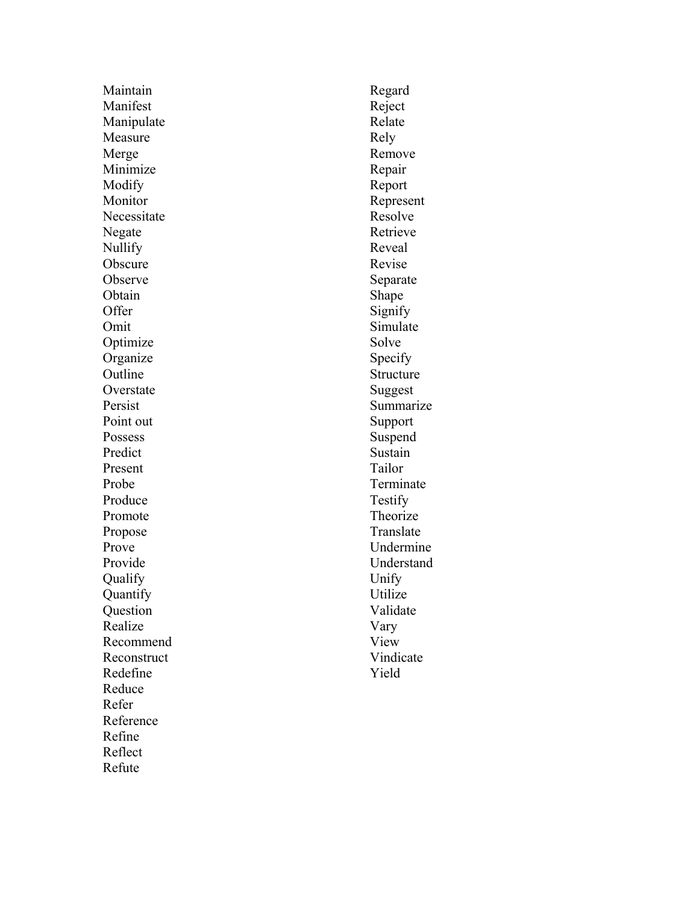Maintain
Manifest
Manipulate
Measure
Merge
Minimize
Modify
Monitor
Necessitate
Negate
Nullify
Obscure
Observe
Obtain
Offer
Omit
Optimize
Organize
Outline
Overstate
Persist
Point out
Possess
Predict
Present
Probe
Produce
Promote
Propose
Prove
Provide
Qualify
Quantify
Question
Realize
Recommend
Reconstruct
Redefine
Reduce
Refer
Reference
Refine
Reflect
Refute
Regard
Reject
Relate
Rely
Remove
Repair
Report
Represent
Resolve
Retrieve
Reveal
Revise
Separate
Shape
Signify
Simulate
Solve
Specify
Structure
Suggest
Summarize
Support
Suspend
Sustain
Tailor
Terminate
Testify
Theorize
Translate
Undermine
Understand
Unify
Utilize
Validate
Vary
View
Vindicate
Yield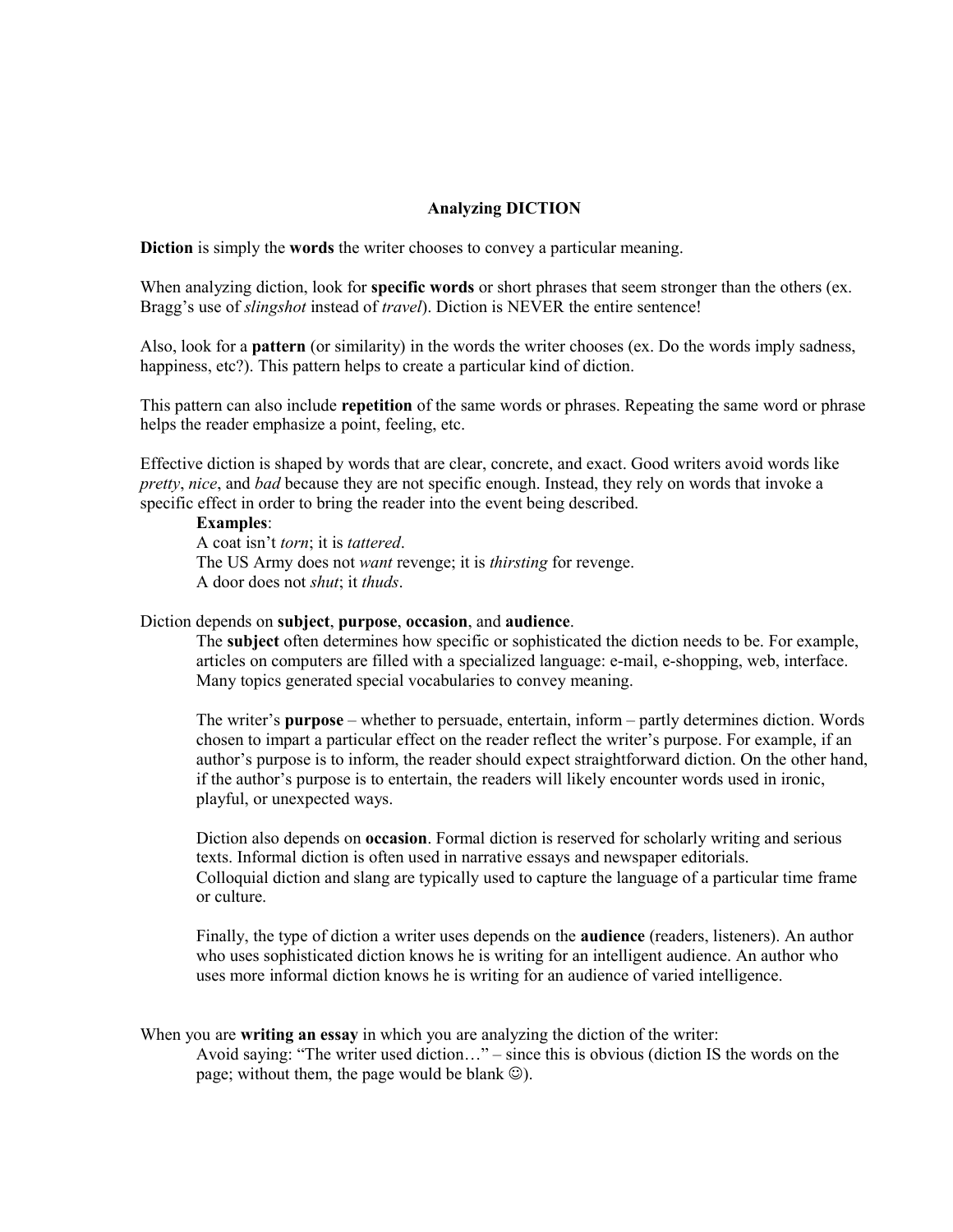# Analyzing DICTION

**Diction** is simply the **words** the writer chooses to convey a particular meaning.

When analyzing diction, look for **specific words** or short phrases that seem stronger than the others (ex. Bragg's use of *slingshot* instead of *travel*). Diction is NEVER the entire sentence!

Also, look for a **pattern** (or similarity) in the words the writer chooses (ex. Do the words imply sadness, happiness, etc?). This pattern helps to create a particular kind of diction.

This pattern can also include **repetition** of the same words or phrases. Repeating the same word or phrase helps the reader emphasize a point, feeling, etc.

Effective diction is shaped by words that are clear, concrete, and exact. Good writers avoid words like *pretty*, *nice*, and *bad* because they are not specific enough. Instead, they rely on words that invoke a specific effect in order to bring the reader into the event being described.

> **Examples**:
> A coat isn't *torn*; it is *tattered*.
> The US Army does not *want* revenge; it is *thirsting* for revenge.
> A door does not *shut*; it *thuds*.

Diction depends on **subject**, **purpose**, **occasion**, and **audience**.

> The **subject** often determines how specific or sophisticated the diction needs to be. For example, articles on computers are filled with a specialized language: e-mail, e-shopping, web, interface. Many topics generated special vocabularies to convey meaning.
>
> The writer's **purpose** – whether to persuade, entertain, inform – partly determines diction. Words chosen to impart a particular effect on the reader reflect the writer's purpose. For example, if an author's purpose is to inform, the reader should expect straightforward diction. On the other hand, if the author's purpose is to entertain, the readers will likely encounter words used in ironic, playful, or unexpected ways.
>
> Diction also depends on **occasion**. Formal diction is reserved for scholarly writing and serious texts. Informal diction is often used in narrative essays and newspaper editorials. Colloquial diction and slang are typically used to capture the language of a particular time frame or culture.
>
> Finally, the type of diction a writer uses depends on the **audience** (readers, listeners). An author who uses sophisticated diction knows he is writing for an intelligent audience. An author who uses more informal diction knows he is writing for an audience of varied intelligence.

When you are **writing an essay** in which you are analyzing the diction of the writer:

> Avoid saying: "The writer used diction…" – since this is obvious (diction IS the words on the page; without them, the page would be blank ☺).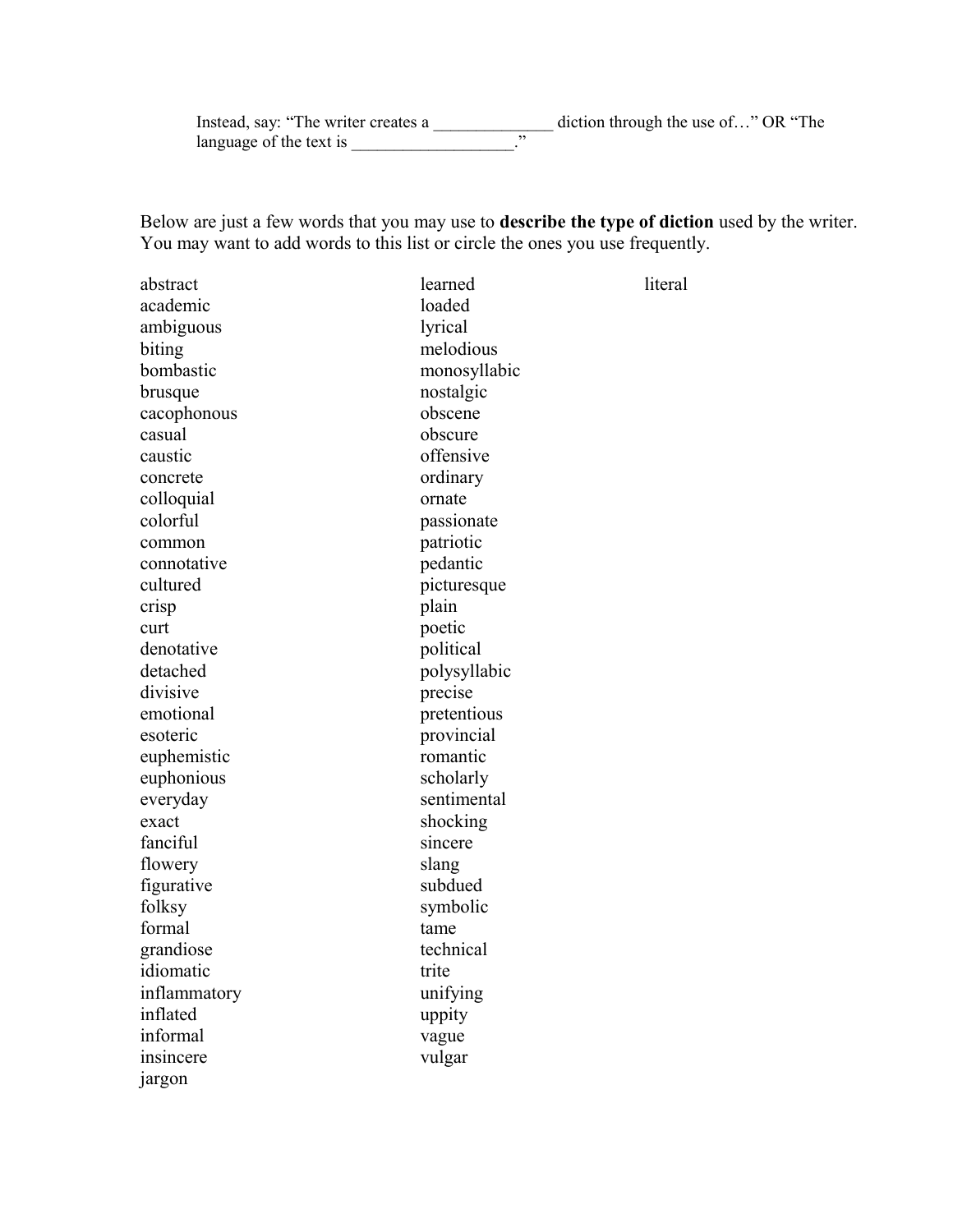Instead, say: "The writer creates a ______________ diction through the use of…" OR "The language of the text is ___________________."

Below are just a few words that you may use to **describe the type of diction** used by the writer. You may want to add words to this list or circle the ones you use frequently.

abstract
academic
ambiguous
biting
bombastic
brusque
cacophonous
casual
caustic
concrete
colloquial
colorful
common
connotative
cultured
crisp
curt
denotative
detached
divisive
emotional
esoteric
euphemistic
euphonious
everyday
exact
fanciful
flowery
figurative
folksy
formal
grandiose
idiomatic
inflammatory
inflated
informal
insincere
jargon
learned
loaded
lyrical
melodious
monosyllabic
nostalgic
obscene
obscure
offensive
ordinary
ornate
passionate
patriotic
pedantic
picturesque
plain
poetic
political
polysyllabic
precise
pretentious
provincial
romantic
scholarly
sentimental
shocking
sincere
slang
subdued
symbolic
tame
technical
trite
unifying
uppity
vague
vulgar
literal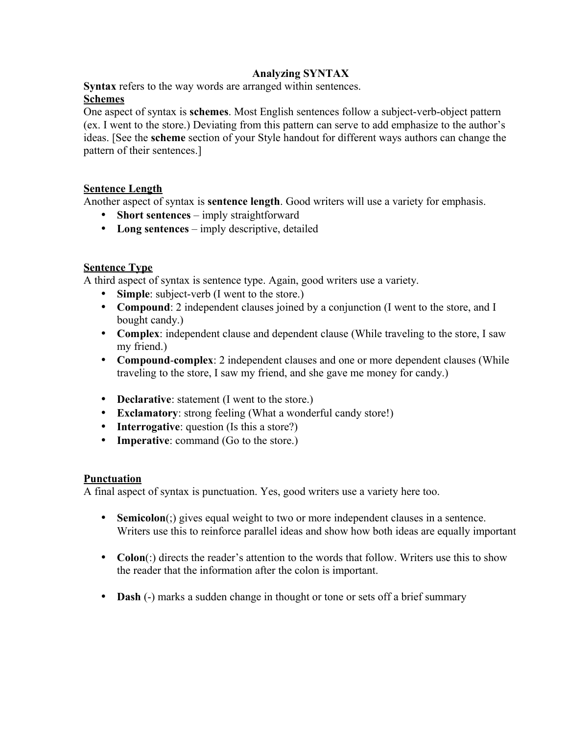# Analyzing SYNTAX

**Syntax** refers to the way words are arranged within sentences.

## Schemes

One aspect of syntax is **schemes**. Most English sentences follow a subject-verb-object pattern (ex. I went to the store.) Deviating from this pattern can serve to add emphasize to the author's ideas. [See the **scheme** section of your Style handout for different ways authors can change the pattern of their sentences.]

## Sentence Length

Another aspect of syntax is **sentence length**. Good writers will use a variety for emphasis.

- **Short sentences** – imply straightforward
- **Long sentences** – imply descriptive, detailed

## Sentence Type

A third aspect of syntax is sentence type. Again, good writers use a variety.

- **Simple**: subject-verb (I went to the store.)
- **Compound**: 2 independent clauses joined by a conjunction (I went to the store, and I bought candy.)
- **Complex**: independent clause and dependent clause (While traveling to the store, I saw my friend.)
- **Compound-complex**: 2 independent clauses and one or more dependent clauses (While traveling to the store, I saw my friend, and she gave me money for candy.)

- **Declarative**: statement (I went to the store.)
- **Exclamatory**: strong feeling (What a wonderful candy store!)
- **Interrogative**: question (Is this a store?)
- **Imperative**: command (Go to the store.)

## Punctuation

A final aspect of syntax is punctuation. Yes, good writers use a variety here too.

- **Semicolon**(;) gives equal weight to two or more independent clauses in a sentence. Writers use this to reinforce parallel ideas and show how both ideas are equally important

- **Colon**(:) directs the reader's attention to the words that follow. Writers use this to show the reader that the information after the colon is important.

- **Dash** (-) marks a sudden change in thought or tone or sets off a brief summary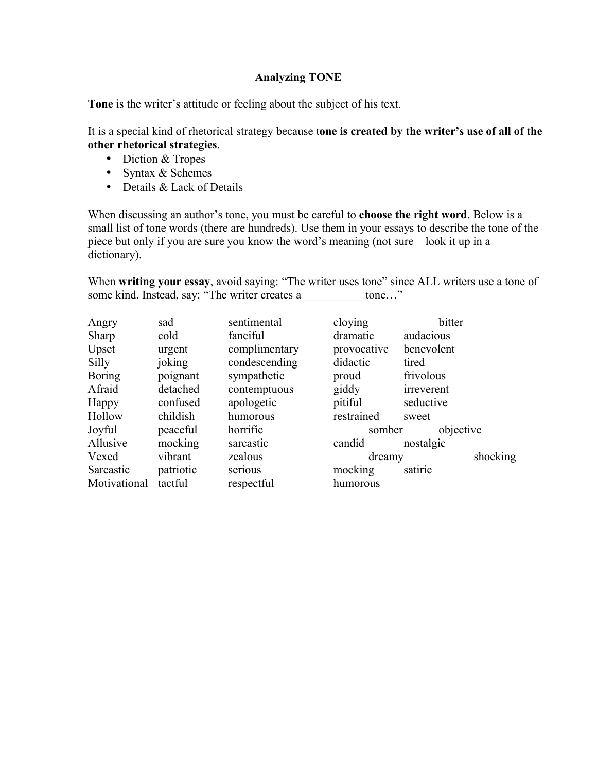## Analyzing TONE

**Tone** is the writer's attitude or feeling about the subject of his text.

It is a special kind of rhetorical strategy because t**one is created by the writer's use of all of the other rhetorical strategies**.

- Diction & Tropes
- Syntax & Schemes
- Details & Lack of Details

When discussing an author's tone, you must be careful to **choose the right word**. Below is a small list of tone words (there are hundreds). Use them in your essays to describe the tone of the piece but only if you are sure you know the word's meaning (not sure – look it up in a dictionary).

When **writing your essay**, avoid saying: "The writer uses tone" since ALL writers use a tone of some kind. Instead, say: "The writer creates a __________ tone…"

| | | | | | |
|---|---|---|---|---|---|
| Angry | sad | sentimental | cloying | bitter | |
| Sharp | cold | fanciful | dramatic | audacious | |
| Upset | urgent | complimentary | provocative | benevolent | |
| Silly | joking | condescending | didactic | tired | |
| Boring | poignant | sympathetic | proud | frivolous | |
| Afraid | detached | contemptuous | giddy | irreverent | |
| Happy | confused | apologetic | pitiful | seductive | |
| Hollow | childish | humorous | restrained | sweet | |
| Joyful | peaceful | horrific | somber | objective | |
| Allusive | mocking | sarcastic | candid | nostalgic | |
| Vexed | vibrant | zealous | dreamy | | shocking |
| Sarcastic | patriotic | serious | mocking | satiric | |
| Motivational | tactful | respectful | humorous | | |